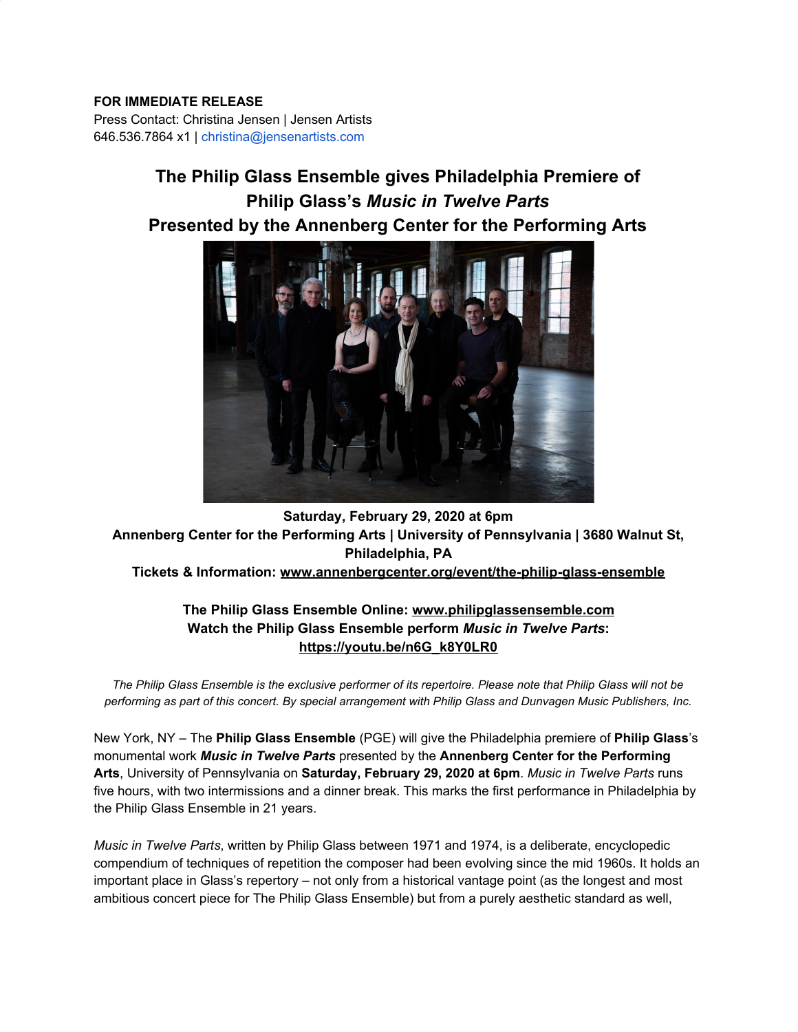**FOR IMMEDIATE RELEASE**
Press Contact: Christina Jensen | Jensen Artists
646.536.7864 x1 | christina@jensenartists.com

# The Philip Glass Ensemble gives Philadelphia Premiere of Philip Glass's *Music in Twelve Parts* Presented by the Annenberg Center for the Performing Arts

**Saturday, February 29, 2020 at 6pm**
**Annenberg Center for the Performing Arts | University of Pennsylvania | 3680 Walnut St, Philadelphia, PA**
**Tickets & Information: www.annenbergcenter.org/event/the-philip-glass-ensemble**

**The Philip Glass Ensemble Online: www.philipglassensemble.com**
**Watch the Philip Glass Ensemble perform *Music in Twelve Parts*: https://youtu.be/n6G_k8Y0LR0**

*The Philip Glass Ensemble is the exclusive performer of its repertoire. Please note that Philip Glass will not be performing as part of this concert. By special arrangement with Philip Glass and Dunvagen Music Publishers, Inc.*

New York, NY – The **Philip Glass Ensemble** (PGE) will give the Philadelphia premiere of **Philip Glass**'s monumental work ***Music in Twelve Parts*** presented by the **Annenberg Center for the Performing Arts**, University of Pennsylvania on **Saturday, February 29, 2020 at 6pm**. *Music in Twelve Parts* runs five hours, with two intermissions and a dinner break. This marks the first performance in Philadelphia by the Philip Glass Ensemble in 21 years.

*Music in Twelve Parts*, written by Philip Glass between 1971 and 1974, is a deliberate, encyclopedic compendium of techniques of repetition the composer had been evolving since the mid 1960s. It holds an important place in Glass's repertory – not only from a historical vantage point (as the longest and most ambitious concert piece for The Philip Glass Ensemble) but from a purely aesthetic standard as well,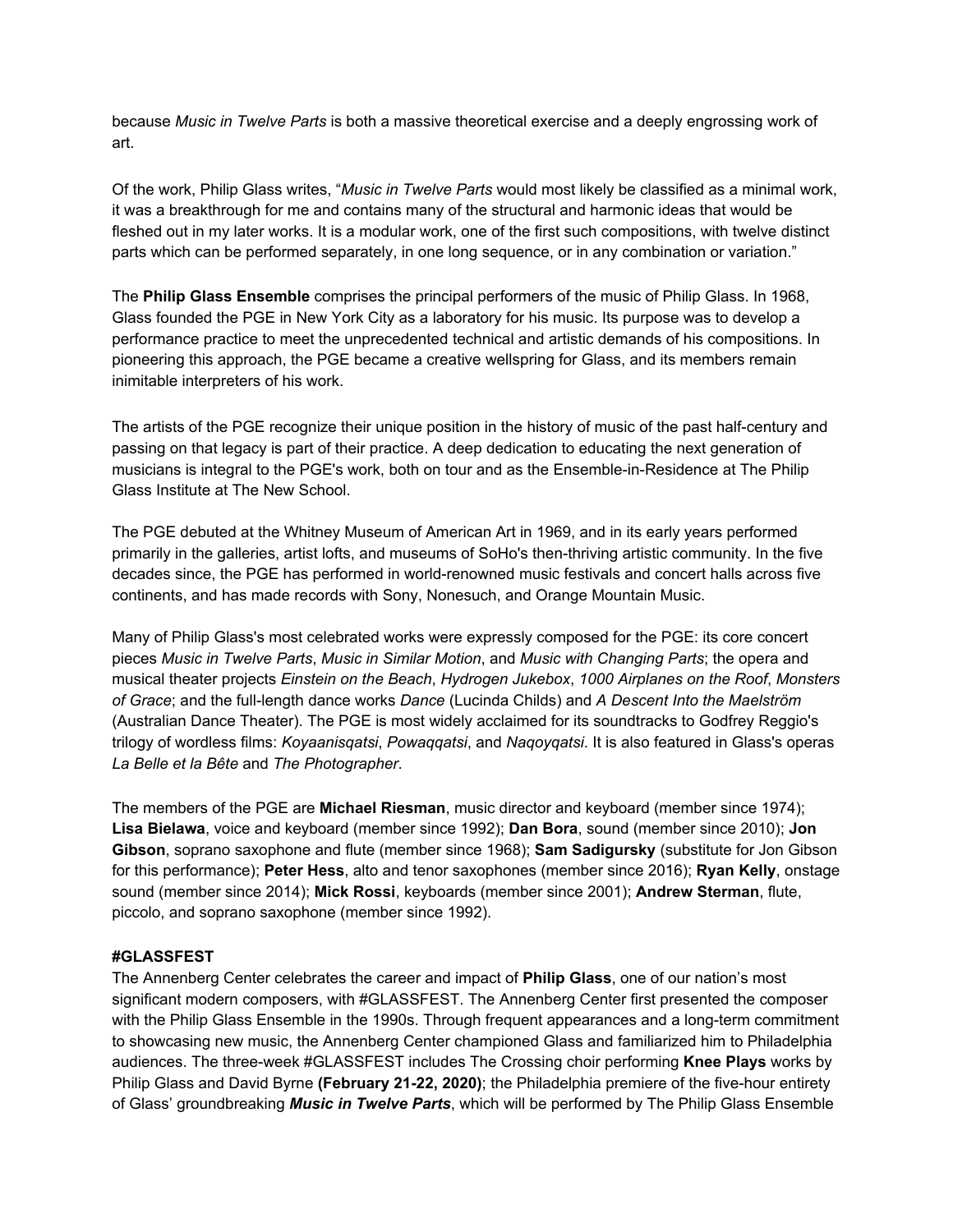because *Music in Twelve Parts* is both a massive theoretical exercise and a deeply engrossing work of art.

Of the work, Philip Glass writes, "*Music in Twelve Parts* would most likely be classified as a minimal work, it was a breakthrough for me and contains many of the structural and harmonic ideas that would be fleshed out in my later works. It is a modular work, one of the first such compositions, with twelve distinct parts which can be performed separately, in one long sequence, or in any combination or variation."

The **Philip Glass Ensemble** comprises the principal performers of the music of Philip Glass. In 1968, Glass founded the PGE in New York City as a laboratory for his music. Its purpose was to develop a performance practice to meet the unprecedented technical and artistic demands of his compositions. In pioneering this approach, the PGE became a creative wellspring for Glass, and its members remain inimitable interpreters of his work.

The artists of the PGE recognize their unique position in the history of music of the past half-century and passing on that legacy is part of their practice. A deep dedication to educating the next generation of musicians is integral to the PGE's work, both on tour and as the Ensemble-in-Residence at The Philip Glass Institute at The New School.

The PGE debuted at the Whitney Museum of American Art in 1969, and in its early years performed primarily in the galleries, artist lofts, and museums of SoHo's then-thriving artistic community. In the five decades since, the PGE has performed in world-renowned music festivals and concert halls across five continents, and has made records with Sony, Nonesuch, and Orange Mountain Music.

Many of Philip Glass's most celebrated works were expressly composed for the PGE: its core concert pieces *Music in Twelve Parts*, *Music in Similar Motion*, and *Music with Changing Parts*; the opera and musical theater projects *Einstein on the Beach*, *Hydrogen Jukebox*, *1000 Airplanes on the Roof*, *Monsters of Grace*; and the full-length dance works *Dance* (Lucinda Childs) and *A Descent Into the Maelström* (Australian Dance Theater). The PGE is most widely acclaimed for its soundtracks to Godfrey Reggio's trilogy of wordless films: *Koyaanisqatsi*, *Powaqqatsi*, and *Naqoyqatsi*. It is also featured in Glass's operas *La Belle et la Bête* and *The Photographer*.

The members of the PGE are **Michael Riesman**, music director and keyboard (member since 1974); **Lisa Bielawa**, voice and keyboard (member since 1992); **Dan Bora**, sound (member since 2010); **Jon Gibson**, soprano saxophone and flute (member since 1968); **Sam Sadigursky** (substitute for Jon Gibson for this performance); **Peter Hess**, alto and tenor saxophones (member since 2016); **Ryan Kelly**, onstage sound (member since 2014); **Mick Rossi**, keyboards (member since 2001); **Andrew Sterman**, flute, piccolo, and soprano saxophone (member since 1992).

**#GLASSFEST**

The Annenberg Center celebrates the career and impact of **Philip Glass**, one of our nation's most significant modern composers, with #GLASSFEST. The Annenberg Center first presented the composer with the Philip Glass Ensemble in the 1990s. Through frequent appearances and a long-term commitment to showcasing new music, the Annenberg Center championed Glass and familiarized him to Philadelphia audiences. The three-week #GLASSFEST includes The Crossing choir performing **Knee Plays** works by Philip Glass and David Byrne **(February 21-22, 2020)**; the Philadelphia premiere of the five-hour entirety of Glass' groundbreaking ***Music in Twelve Parts***, which will be performed by The Philip Glass Ensemble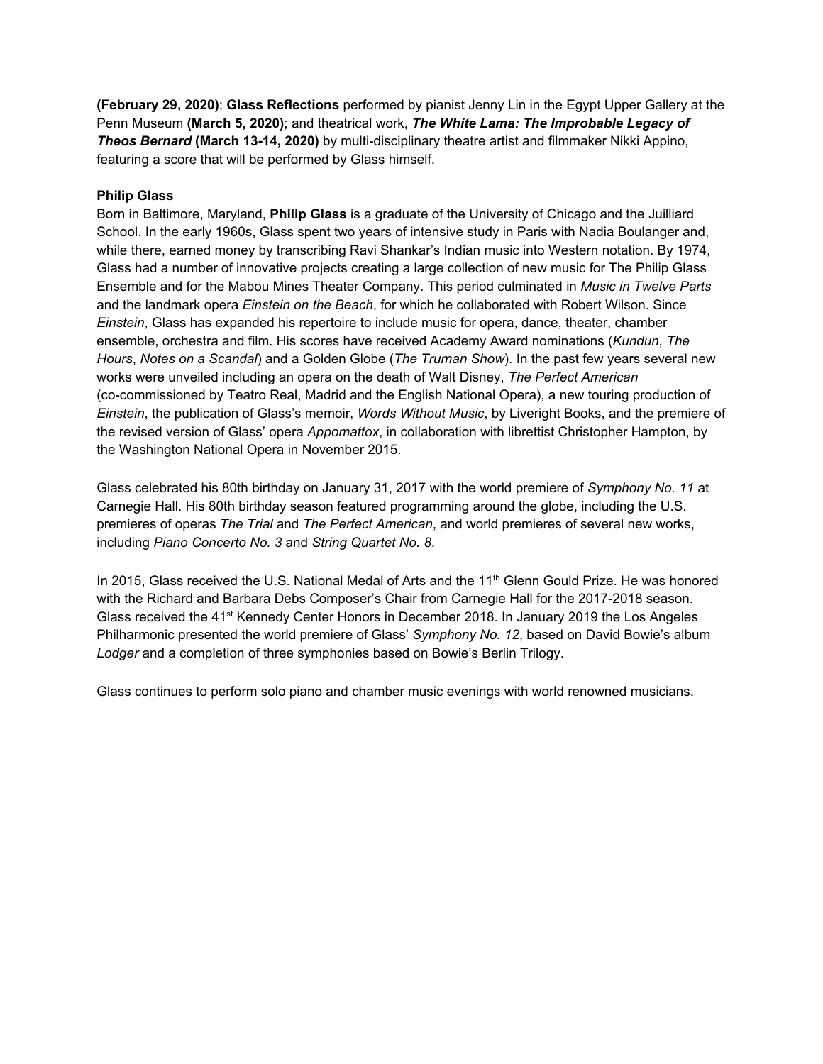**(February 29, 2020)**; **Glass Reflections** performed by pianist Jenny Lin in the Egypt Upper Gallery at the Penn Museum **(March 5, 2020)**; and theatrical work, ***The White Lama: The Improbable Legacy of Theos Bernard*** **(March 13-14, 2020)** by multi-disciplinary theatre artist and filmmaker Nikki Appino, featuring a score that will be performed by Glass himself.

**Philip Glass**

Born in Baltimore, Maryland, **Philip Glass** is a graduate of the University of Chicago and the Juilliard School. In the early 1960s, Glass spent two years of intensive study in Paris with Nadia Boulanger and, while there, earned money by transcribing Ravi Shankar's Indian music into Western notation. By 1974, Glass had a number of innovative projects creating a large collection of new music for The Philip Glass Ensemble and for the Mabou Mines Theater Company. This period culminated in *Music in Twelve Parts* and the landmark opera *Einstein on the Beach*, for which he collaborated with Robert Wilson. Since *Einstein*, Glass has expanded his repertoire to include music for opera, dance, theater, chamber ensemble, orchestra and film. His scores have received Academy Award nominations (*Kundun*, *The Hours*, *Notes on a Scandal*) and a Golden Globe (*The Truman Show*). In the past few years several new works were unveiled including an opera on the death of Walt Disney, *The Perfect American* (co-commissioned by Teatro Real, Madrid and the English National Opera), a new touring production of *Einstein*, the publication of Glass's memoir, *Words Without Music*, by Liveright Books, and the premiere of the revised version of Glass' opera *Appomattox*, in collaboration with librettist Christopher Hampton, by the Washington National Opera in November 2015.

Glass celebrated his 80th birthday on January 31, 2017 with the world premiere of *Symphony No. 11* at Carnegie Hall. His 80th birthday season featured programming around the globe, including the U.S. premieres of operas *The Trial* and *The Perfect American*, and world premieres of several new works, including *Piano Concerto No. 3* and *String Quartet No. 8*.

In 2015, Glass received the U.S. National Medal of Arts and the 11th Glenn Gould Prize. He was honored with the Richard and Barbara Debs Composer's Chair from Carnegie Hall for the 2017-2018 season. Glass received the 41st Kennedy Center Honors in December 2018. In January 2019 the Los Angeles Philharmonic presented the world premiere of Glass' *Symphony No. 12*, based on David Bowie's album *Lodger* and a completion of three symphonies based on Bowie's Berlin Trilogy.

Glass continues to perform solo piano and chamber music evenings with world renowned musicians.